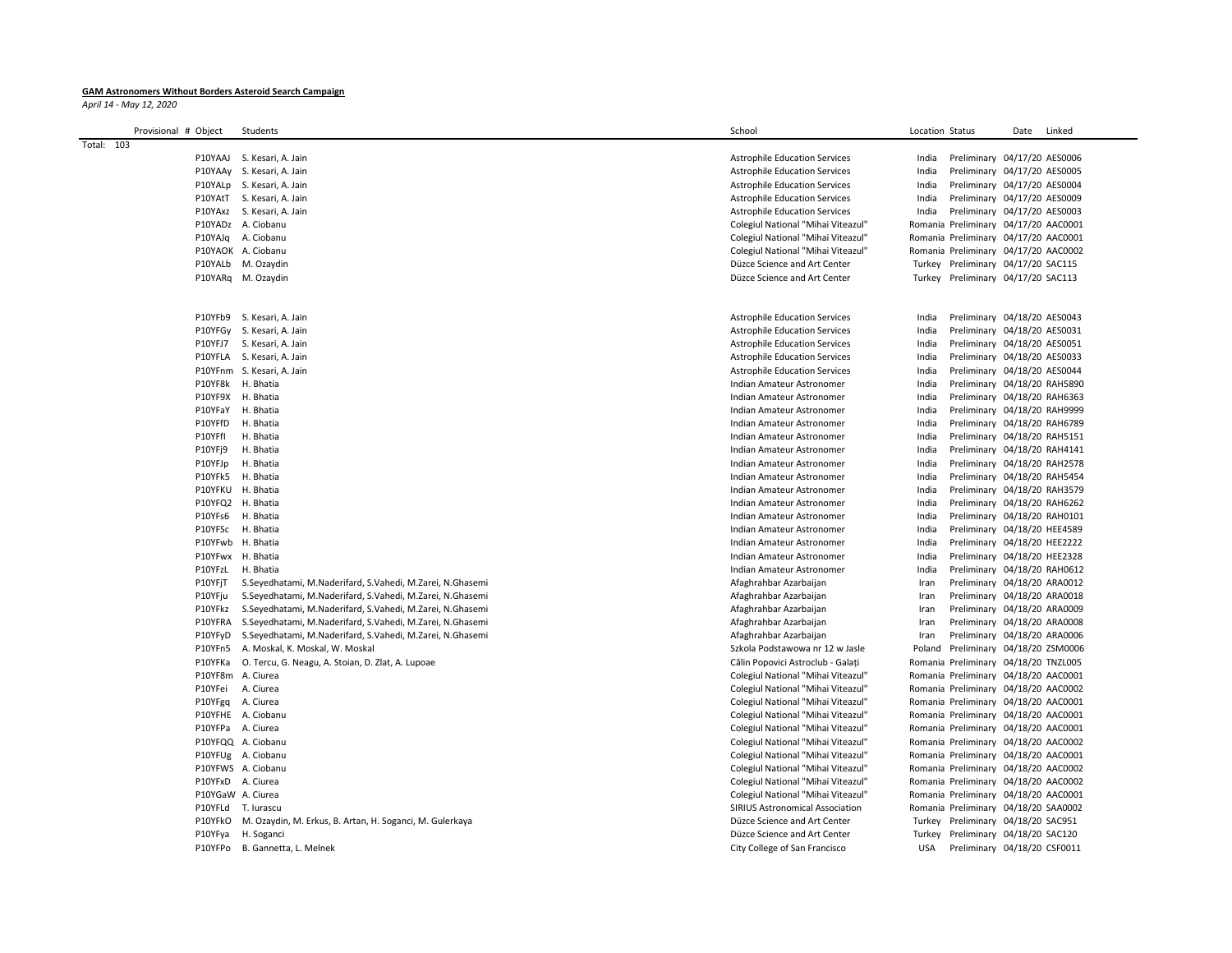**GAM Astronomers Without Borders Asteroid Search Campaign**

*April 14 - May 12, 2020*

| Provisional # | Object | Students | School | Location | Status | Date | Linked |
|---|---|---|---|---|---|---|---|
| Total: 103 | | | | | | | |
| | P10YAAJ | S. Kesari, A. Jain | Astrophile Education Services | India | Preliminary | 04/17/20 | AES0006 |
| | P10YAAy | S. Kesari, A. Jain | Astrophile Education Services | India | Preliminary | 04/17/20 | AES0005 |
| | P10YALp | S. Kesari, A. Jain | Astrophile Education Services | India | Preliminary | 04/17/20 | AES0004 |
| | P10YAtT | S. Kesari, A. Jain | Astrophile Education Services | India | Preliminary | 04/17/20 | AES0009 |
| | P10YAxz | S. Kesari, A. Jain | Astrophile Education Services | India | Preliminary | 04/17/20 | AES0003 |
| | P10YADz | A. Ciobanu | Colegiul National "Mihai Viteazul" | Romania | Preliminary | 04/17/20 | AAC0001 |
| | P10YAJq | A. Ciobanu | Colegiul National "Mihai Viteazul" | Romania | Preliminary | 04/17/20 | AAC0001 |
| | P10YAOK | A. Ciobanu | Colegiul National "Mihai Viteazul" | Romania | Preliminary | 04/17/20 | AAC0002 |
| | P10YALb | M. Ozaydin | Düzce Science and Art Center | Turkey | Preliminary | 04/17/20 | SAC115 |
| | P10YARq | M. Ozaydin | Düzce Science and Art Center | Turkey | Preliminary | 04/17/20 | SAC113 |
| | | | | | | | |
| | P10YFb9 | S. Kesari, A. Jain | Astrophile Education Services | India | Preliminary | 04/18/20 | AES0043 |
| | P10YFGy | S. Kesari, A. Jain | Astrophile Education Services | India | Preliminary | 04/18/20 | AES0031 |
| | P10YFJ7 | S. Kesari, A. Jain | Astrophile Education Services | India | Preliminary | 04/18/20 | AES0051 |
| | P10YFLA | S. Kesari, A. Jain | Astrophile Education Services | India | Preliminary | 04/18/20 | AES0033 |
| | P10YFnm | S. Kesari, A. Jain | Astrophile Education Services | India | Preliminary | 04/18/20 | AES0044 |
| | P10YF8k | H. Bhatia | Indian Amateur Astronomer | India | Preliminary | 04/18/20 | RAH5890 |
| | P10YF9X | H. Bhatia | Indian Amateur Astronomer | India | Preliminary | 04/18/20 | RAH6363 |
| | P10YFaY | H. Bhatia | Indian Amateur Astronomer | India | Preliminary | 04/18/20 | RAH9999 |
| | P10YFfD | H. Bhatia | Indian Amateur Astronomer | India | Preliminary | 04/18/20 | RAH6789 |
| | P10YFfI | H. Bhatia | Indian Amateur Astronomer | India | Preliminary | 04/18/20 | RAH5151 |
| | P10YFj9 | H. Bhatia | Indian Amateur Astronomer | India | Preliminary | 04/18/20 | RAH4141 |
| | P10YFJp | H. Bhatia | Indian Amateur Astronomer | India | Preliminary | 04/18/20 | RAH2578 |
| | P10YFk5 | H. Bhatia | Indian Amateur Astronomer | India | Preliminary | 04/18/20 | RAH5454 |
| | P10YFKU | H. Bhatia | Indian Amateur Astronomer | India | Preliminary | 04/18/20 | RAH3579 |
| | P10YFQ2 | H. Bhatia | Indian Amateur Astronomer | India | Preliminary | 04/18/20 | RAH6262 |
| | P10YFs6 | H. Bhatia | Indian Amateur Astronomer | India | Preliminary | 04/18/20 | RAH0101 |
| | P10YFSc | H. Bhatia | Indian Amateur Astronomer | India | Preliminary | 04/18/20 | HEE4589 |
| | P10YFwb | H. Bhatia | Indian Amateur Astronomer | India | Preliminary | 04/18/20 | HEE2222 |
| | P10YFwx | H. Bhatia | Indian Amateur Astronomer | India | Preliminary | 04/18/20 | HEE2328 |
| | P10YFzL | H. Bhatia | Indian Amateur Astronomer | India | Preliminary | 04/18/20 | RAH0612 |
| | P10YFjT | S.Seyedhatami, M.Naderifard, S.Vahedi, M.Zarei, N.Ghasemi | Afaghrahbar Azarbaijan | Iran | Preliminary | 04/18/20 | ARA0012 |
| | P10YFju | S.Seyedhatami, M.Naderifard, S.Vahedi, M.Zarei, N.Ghasemi | Afaghrahbar Azarbaijan | Iran | Preliminary | 04/18/20 | ARA0018 |
| | P10YFkz | S.Seyedhatami, M.Naderifard, S.Vahedi, M.Zarei, N.Ghasemi | Afaghrahbar Azarbaijan | Iran | Preliminary | 04/18/20 | ARA0009 |
| | P10YFRA | S.Seyedhatami, M.Naderifard, S.Vahedi, M.Zarei, N.Ghasemi | Afaghrahbar Azarbaijan | Iran | Preliminary | 04/18/20 | ARA0008 |
| | P10YFyD | S.Seyedhatami, M.Naderifard, S.Vahedi, M.Zarei, N.Ghasemi | Afaghrahbar Azarbaijan | Iran | Preliminary | 04/18/20 | ARA0006 |
| | P10YFn5 | A. Moskal, K. Moskal, W. Moskal | Szkola Podstawowa nr 12 w Jasle | Poland | Preliminary | 04/18/20 | ZSM0006 |
| | P10YFKa | O. Tercu, G. Neagu, A. Stoian, D. Zlat, A. Lupoae | Călin Popovici Astroclub - Galați | Romania | Preliminary | 04/18/20 | TNZL005 |
| | P10YF8m | A. Ciurea | Colegiul National "Mihai Viteazul" | Romania | Preliminary | 04/18/20 | AAC0001 |
| | P10YFei | A. Ciurea | Colegiul National "Mihai Viteazul" | Romania | Preliminary | 04/18/20 | AAC0002 |
| | P10YFgq | A. Ciurea | Colegiul National "Mihai Viteazul" | Romania | Preliminary | 04/18/20 | AAC0001 |
| | P10YFHE | A. Ciobanu | Colegiul National "Mihai Viteazul" | Romania | Preliminary | 04/18/20 | AAC0001 |
| | P10YFPa | A. Ciurea | Colegiul National "Mihai Viteazul" | Romania | Preliminary | 04/18/20 | AAC0001 |
| | P10YFQQ | A. Ciobanu | Colegiul National "Mihai Viteazul" | Romania | Preliminary | 04/18/20 | AAC0002 |
| | P10YFUg | A. Ciobanu | Colegiul National "Mihai Viteazul" | Romania | Preliminary | 04/18/20 | AAC0001 |
| | P10YFWS | A. Ciobanu | Colegiul National "Mihai Viteazul" | Romania | Preliminary | 04/18/20 | AAC0002 |
| | P10YFxD | A. Ciurea | Colegiul National "Mihai Viteazul" | Romania | Preliminary | 04/18/20 | AAC0002 |
| | P10YGaW | A. Ciurea | Colegiul National "Mihai Viteazul" | Romania | Preliminary | 04/18/20 | AAC0001 |
| | P10YFLd | T. Iurascu | SIRIUS Astronomical Association | Romania | Preliminary | 04/18/20 | SAA0002 |
| | P10YFkO | M. Ozaydin, M. Erkus, B. Artan, H. Soganci, M. Gulerkaya | Düzce Science and Art Center | Turkey | Preliminary | 04/18/20 | SAC951 |
| | P10YFya | H. Soganci | Düzce Science and Art Center | Turkey | Preliminary | 04/18/20 | SAC120 |
| | P10YFPo | B. Gannetta, L. Melnek | City College of San Francisco | USA | Preliminary | 04/18/20 | CSF0011 |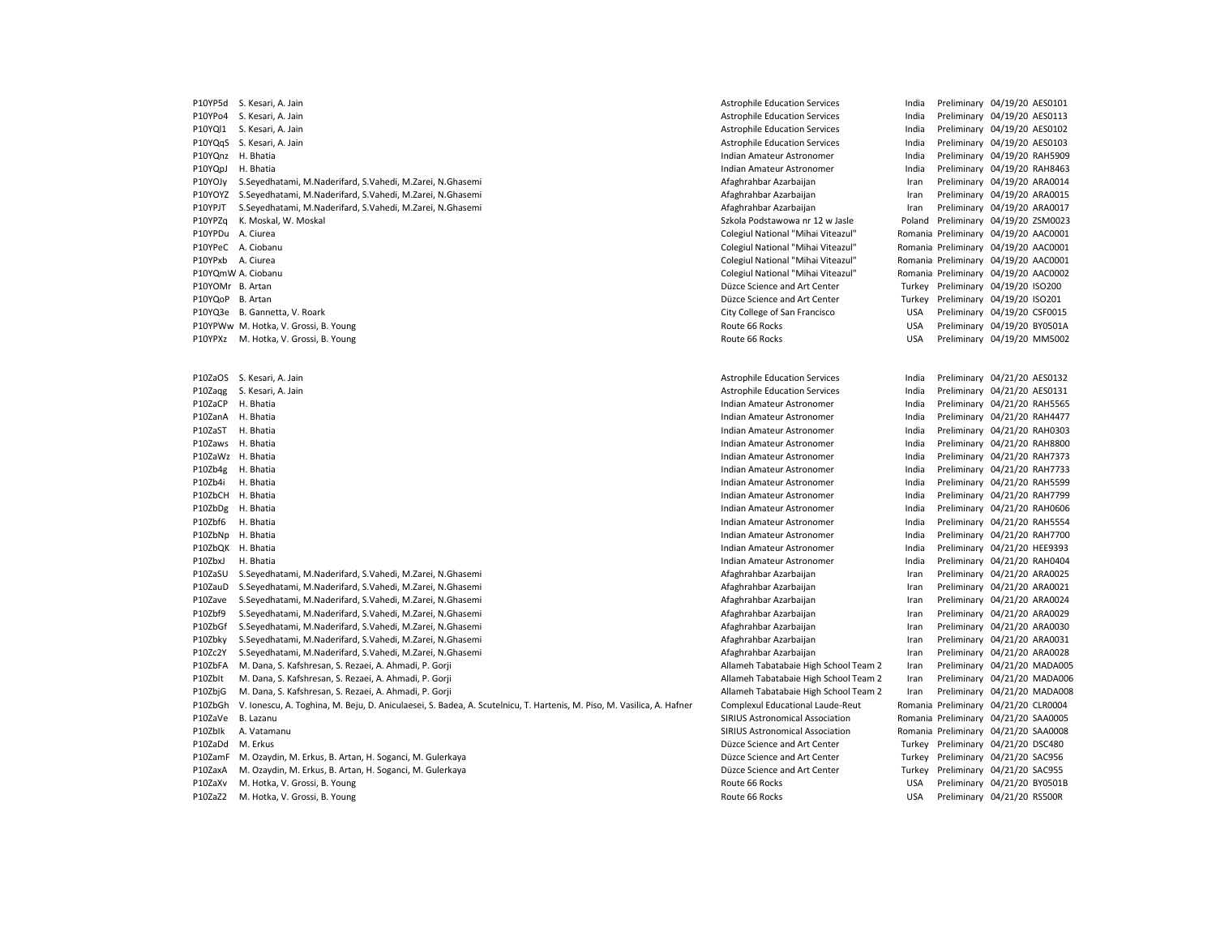| | | | | | | |
|---|---|---|---|---|---|---|
| P10YP5d | S. Kesari, A. Jain | Astrophile Education Services | India | Preliminary | 04/19/20 | AES0101 |
| P10YPo4 | S. Kesari, A. Jain | Astrophile Education Services | India | Preliminary | 04/19/20 | AES0113 |
| P10YQl1 | S. Kesari, A. Jain | Astrophile Education Services | India | Preliminary | 04/19/20 | AES0102 |
| P10YQqS | S. Kesari, A. Jain | Astrophile Education Services | India | Preliminary | 04/19/20 | AES0103 |
| P10YQnz | H. Bhatia | Indian Amateur Astronomer | India | Preliminary | 04/19/20 | RAH5909 |
| P10YQpJ | H. Bhatia | Indian Amateur Astronomer | India | Preliminary | 04/19/20 | RAH8463 |
| P10YOJy | S.Seyedhatami, M.Naderifard, S.Vahedi, M.Zarei, N.Ghasemi | Afaghrahbar Azarbaijan | Iran | Preliminary | 04/19/20 | ARA0014 |
| P10YOYZ | S.Seyedhatami, M.Naderifard, S.Vahedi, M.Zarei, N.Ghasemi | Afaghrahbar Azarbaijan | Iran | Preliminary | 04/19/20 | ARA0015 |
| P10YPJT | S.Seyedhatami, M.Naderifard, S.Vahedi, M.Zarei, N.Ghasemi | Afaghrahbar Azarbaijan | Iran | Preliminary | 04/19/20 | ARA0017 |
| P10YPZq | K. Moskal, W. Moskal | Szkola Podstawowa nr 12 w Jasle | Poland | Preliminary | 04/19/20 | ZSM0023 |
| P10YPDu | A. Ciurea | Colegiul National "Mihai Viteazul" | Romania | Preliminary | 04/19/20 | AAC0001 |
| P10YPeC | A. Ciobanu | Colegiul National "Mihai Viteazul" | Romania | Preliminary | 04/19/20 | AAC0001 |
| P10YPxb | A. Ciurea | Colegiul National "Mihai Viteazul" | Romania | Preliminary | 04/19/20 | AAC0001 |
| P10YQmW | A. Ciobanu | Colegiul National "Mihai Viteazul" | Romania | Preliminary | 04/19/20 | AAC0002 |
| P10YOMr | B. Artan | Düzce Science and Art Center | Turkey | Preliminary | 04/19/20 | ISO200 |
| P10YQoP | B. Artan | Düzce Science and Art Center | Turkey | Preliminary | 04/19/20 | ISO201 |
| P10YQ3e | B. Gannetta, V. Roark | City College of San Francisco | USA | Preliminary | 04/19/20 | CSF0015 |
| P10YPWw | M. Hotka, V. Grossi, B. Young | Route 66 Rocks | USA | Preliminary | 04/19/20 | BY0501A |
| P10YPXz | M. Hotka, V. Grossi, B. Young | Route 66 Rocks | USA | Preliminary | 04/19/20 | MM5002 |

| | | | | | | |
|---|---|---|---|---|---|---|
| P10ZaOS | S. Kesari, A. Jain | Astrophile Education Services | India | Preliminary | 04/21/20 | AES0132 |
| P10Zaqg | S. Kesari, A. Jain | Astrophile Education Services | India | Preliminary | 04/21/20 | AES0131 |
| P10ZaCP | H. Bhatia | Indian Amateur Astronomer | India | Preliminary | 04/21/20 | RAH5565 |
| P10ZanA | H. Bhatia | Indian Amateur Astronomer | India | Preliminary | 04/21/20 | RAH4477 |
| P10ZaST | H. Bhatia | Indian Amateur Astronomer | India | Preliminary | 04/21/20 | RAH0303 |
| P10Zaws | H. Bhatia | Indian Amateur Astronomer | India | Preliminary | 04/21/20 | RAH8800 |
| P10ZaWz | H. Bhatia | Indian Amateur Astronomer | India | Preliminary | 04/21/20 | RAH7373 |
| P10Zb4g | H. Bhatia | Indian Amateur Astronomer | India | Preliminary | 04/21/20 | RAH7733 |
| P10Zb4i | H. Bhatia | Indian Amateur Astronomer | India | Preliminary | 04/21/20 | RAH5599 |
| P10ZbCH | H. Bhatia | Indian Amateur Astronomer | India | Preliminary | 04/21/20 | RAH7799 |
| P10ZbDg | H. Bhatia | Indian Amateur Astronomer | India | Preliminary | 04/21/20 | RAH0606 |
| P10Zbf6 | H. Bhatia | Indian Amateur Astronomer | India | Preliminary | 04/21/20 | RAH5554 |
| P10ZbNp | H. Bhatia | Indian Amateur Astronomer | India | Preliminary | 04/21/20 | RAH7700 |
| P10ZbQK | H. Bhatia | Indian Amateur Astronomer | India | Preliminary | 04/21/20 | HEE9393 |
| P10ZbxJ | H. Bhatia | Indian Amateur Astronomer | India | Preliminary | 04/21/20 | RAH0404 |
| P10ZaSU | S.Seyedhatami, M.Naderifard, S.Vahedi, M.Zarei, N.Ghasemi | Afaghrahbar Azarbaijan | Iran | Preliminary | 04/21/20 | ARA0025 |
| P10ZauD | S.Seyedhatami, M.Naderifard, S.Vahedi, M.Zarei, N.Ghasemi | Afaghrahbar Azarbaijan | Iran | Preliminary | 04/21/20 | ARA0021 |
| P10Zave | S.Seyedhatami, M.Naderifard, S.Vahedi, M.Zarei, N.Ghasemi | Afaghrahbar Azarbaijan | Iran | Preliminary | 04/21/20 | ARA0024 |
| P10Zbf9 | S.Seyedhatami, M.Naderifard, S.Vahedi, M.Zarei, N.Ghasemi | Afaghrahbar Azarbaijan | Iran | Preliminary | 04/21/20 | ARA0029 |
| P10ZbGf | S.Seyedhatami, M.Naderifard, S.Vahedi, M.Zarei, N.Ghasemi | Afaghrahbar Azarbaijan | Iran | Preliminary | 04/21/20 | ARA0030 |
| P10Zbky | S.Seyedhatami, M.Naderifard, S.Vahedi, M.Zarei, N.Ghasemi | Afaghrahbar Azarbaijan | Iran | Preliminary | 04/21/20 | ARA0031 |
| P10Zc2Y | S.Seyedhatami, M.Naderifard, S.Vahedi, M.Zarei, N.Ghasemi | Afaghrahbar Azarbaijan | Iran | Preliminary | 04/21/20 | ARA0028 |
| P10ZbFA | M. Dana, S. Kafshresan, S. Rezaei, A. Ahmadi, P. Gorji | Allameh Tabatabaie High School Team 2 | Iran | Preliminary | 04/21/20 | MADA005 |
| P10ZbIt | M. Dana, S. Kafshresan, S. Rezaei, A. Ahmadi, P. Gorji | Allameh Tabatabaie High School Team 2 | Iran | Preliminary | 04/21/20 | MADA006 |
| P10ZbjG | M. Dana, S. Kafshresan, S. Rezaei, A. Ahmadi, P. Gorji | Allameh Tabatabaie High School Team 2 | Iran | Preliminary | 04/21/20 | MADA008 |
| P10ZbGh | V. Ionescu, A. Toghina, M. Beju, D. Aniculaesei, S. Badea, A. Scutelnicu, T. Hartenis, M. Piso, M. Vasilica, A. Hafner | Complexul Educational Laude-Reut | Romania | Preliminary | 04/21/20 | CLR0004 |
| P10ZaVe | B. Lazanu | SIRIUS Astronomical Association | Romania | Preliminary | 04/21/20 | SAA0005 |
| P10Zblk | A. Vatamanu | SIRIUS Astronomical Association | Romania | Preliminary | 04/21/20 | SAA0008 |
| P10ZaDd | M. Erkus | Düzce Science and Art Center | Turkey | Preliminary | 04/21/20 | DSC480 |
| P10ZamF | M. Ozaydin, M. Erkus, B. Artan, H. Soganci, M. Gulerkaya | Düzce Science and Art Center | Turkey | Preliminary | 04/21/20 | SAC956 |
| P10ZaxA | M. Ozaydin, M. Erkus, B. Artan, H. Soganci, M. Gulerkaya | Düzce Science and Art Center | Turkey | Preliminary | 04/21/20 | SAC955 |
| P10ZaXv | M. Hotka, V. Grossi, B. Young | Route 66 Rocks | USA | Preliminary | 04/21/20 | BY0501B |
| P10ZaZ2 | M. Hotka, V. Grossi, B. Young | Route 66 Rocks | USA | Preliminary | 04/21/20 | RS500R |